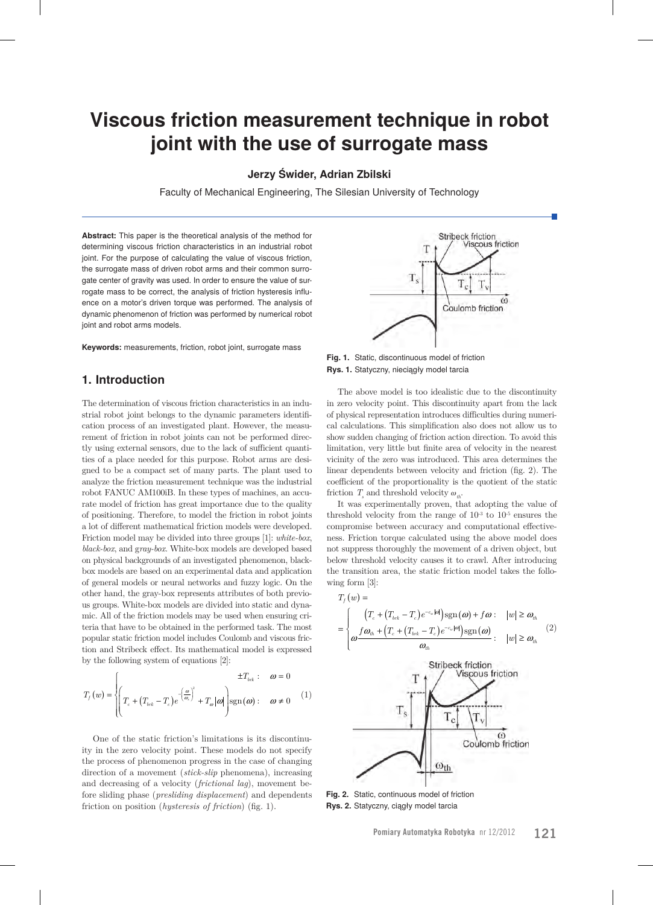# Viscous friction measurement technique in robot joint with the use of surrogate mass

**Jerzy Świder, Adrian Zbilski**

Faculty of Mechanical Engineering, The Silesian University of Technology

**Abstract:** This paper is the theoretical analysis of the method for determining viscous friction characteristics in an industrial robot joint. For the purpose of calculating the value of viscous friction, the surrogate mass of driven robot arms and their common surrogate center of gravity was used. In order to ensure the value of surrogate mass to be correct, the analysis of friction hysteresis influence on a motor's driven torque was performed. The analysis of dynamic phenomenon of friction was performed by numerical robot joint and robot arms models.

**Keywords:** measurements, friction, robot joint, surrogate mass

## 1. Introduction

The determination of viscous friction characteristics in an industrial robot joint belongs to the dynamic parameters identification process of an investigated plant. However, the measurement of friction in robot joints can not be performed directly using external sensors, due to the lack of sufficient quantities of a place needed for this purpose. Robot arms are designed to be a compact set of many parts. The plant used to analyze the friction measurement technique was the industrial robot FANUC AM100iB. In these types of machines, an accurate model of friction has great importance due to the quality of positioning. Therefore, to model the friction in robot joints a lot of different mathematical friction models were developed. Friction model may be divided into three groups [1]: *white-box*, *black-box*, and *gray-box*. White-box models are developed based on physical backgrounds of an investigated phenomenon, black-box models are based on an experimental data and application of general models or neural networks and fuzzy logic. On the other hand, the gray-box represents attributes of both previous groups. White-box models are divided into static and dynamic. All of the friction models may be used when ensuring criteria that have to be obtained in the performed task. The most popular static friction model includes Coulomb and viscous friction and Stribeck effect. Its mathematical model is expressed by the following system of equations [2]:

$$T_f(w) = \begin{cases} \pm T_{brk}: & \omega = 0 \\ \left( T_c + \left(T_{brk} - T_c\right) e^{-\left(\frac{\omega}{\omega_s}\right)^2} + T_\omega |\omega| \right) \operatorname{sgn}(\omega): & \omega \neq 0 \end{cases} \quad (1)$$

One of the static friction's limitations is its discontinuity in the zero velocity point. These models do not specify the process of phenomenon progress in the case of changing direction of a movement (*stick-slip* phenomena), increasing and decreasing of a velocity (*frictional lag*), movement before sliding phase (*presliding displacement*) and dependents friction on position (*hysteresis of friction*) (fig. 1).

**Fig. 1.** Static, discontinuous model of friction
**Rys. 1.** Statyczny, nieciągły model tarcia

The above model is too idealistic due to the discontinuity in zero velocity point. This discontinuity apart from the lack of physical representation introduces difficulties during numerical calculations. This simplification also does not allow us to show sudden changing of friction action direction. To avoid this limitation, very little but finite area of velocity in the nearest vicinity of the zero was introduced. This area determines the linear dependents between velocity and friction (fig. 2). The coefficient of the proportionality is the quotient of the static friction $T_s$ and threshold velocity $\omega_{th}$.

It was experimentally proven, that adopting the value of threshold velocity from the range of $10^{-3}$ to $10^{-5}$ ensures the compromise between accuracy and computational effectiveness. Friction torque calculated using the above model does not suppress thoroughly the movement of a driven object, but below threshold velocity causes it to crawl. After introducing the transition area, the static friction model takes the following form [3]:

$$T_f(w) = \begin{cases} \left(T_c + \left(T_{brk} - T_c\right) e^{-c_v|\omega|}\right) \operatorname{sgn}(\omega) + f\omega: & |w| \geq \omega_{th} \\ \omega \dfrac{f\omega_{th} + \left(T_c + \left(T_{brk} - T_c\right) e^{-c_v|\omega|}\right) \operatorname{sgn}(\omega)}{\omega_{th}}: & |w| \geq \omega_{th} \end{cases} \quad (2)$$

**Fig. 2.** Static, continuous model of friction
**Rys. 2.** Statyczny, ciągły model tarcia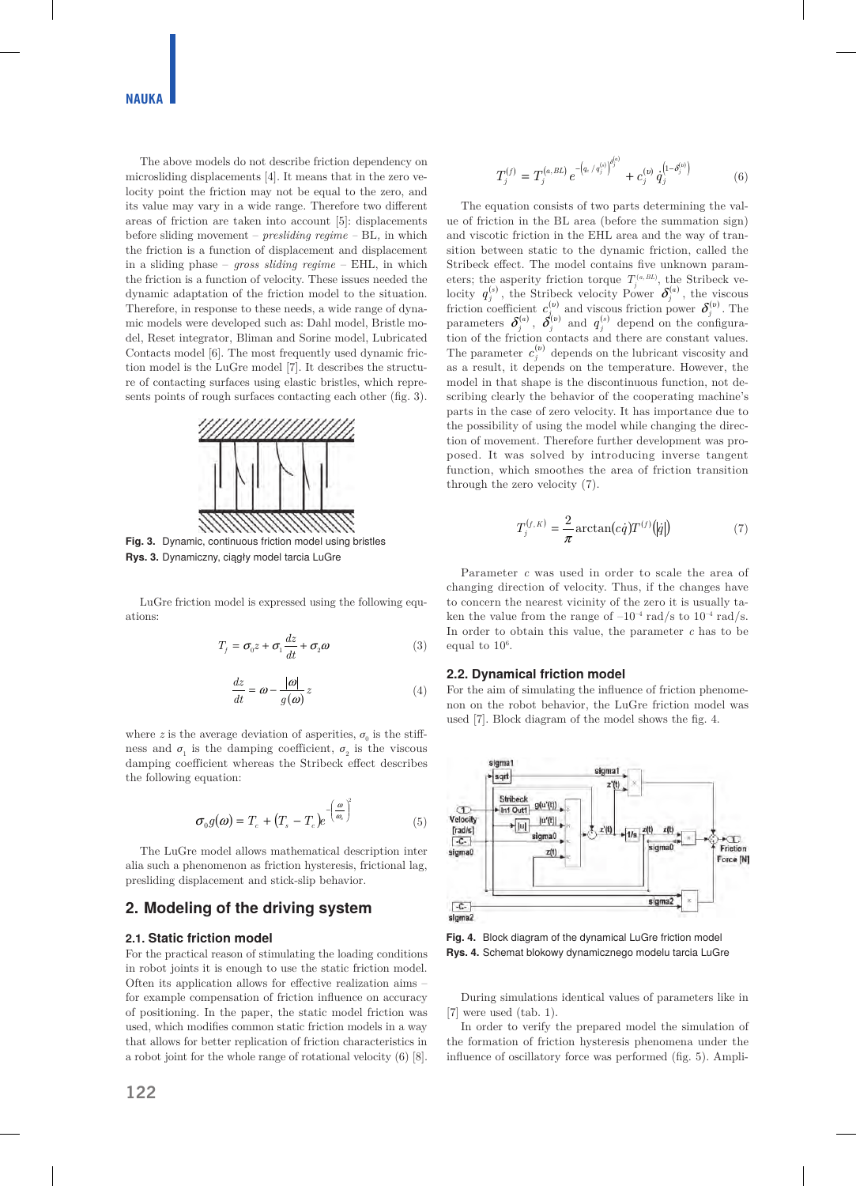The above models do not describe friction dependency on microsliding displacements [4]. It means that in the zero velocity point the friction may not be equal to the zero, and its value may vary in a wide range. Therefore two different areas of friction are taken into account [5]: displacements before sliding movement – *presliding regime* – BL, in which the friction is a function of displacement and displacement in a sliding phase – *gross sliding regime* – EHL, in which the friction is a function of velocity. These issues needed the dynamic adaptation of the friction model to the situation. Therefore, in response to these needs, a wide range of dynamic models were developed such as: Dahl model, Bristle model, Reset integrator, Bliman and Sorine model, Lubricated Contacts model [6]. The most frequently used dynamic friction model is the LuGre model [7]. It describes the structure of contacting surfaces using elastic bristles, which represents points of rough surfaces contacting each other (fig. 3).

**Fig. 3.** Dynamic, continuous friction model using bristles
**Rys. 3.** Dynamiczny, ciągły model tarcia LuGre

LuGre friction model is expressed using the following equations:

$$T_f = \sigma_0 z + \sigma_1 \frac{dz}{dt} + \sigma_2 \omega \tag{3}$$

$$\frac{dz}{dt} = \omega - \frac{|\omega|}{g(\omega)} z \tag{4}$$

where $z$ is the average deviation of asperities, $\sigma_0$ is the stiffness and $\sigma_1$ is the damping coefficient, $\sigma_2$ is the viscous damping coefficient whereas the Stribeck effect describes the following equation:

$$\sigma_0 g(\omega) = T_c + (T_s - T_c) e^{-\left(\frac{\omega}{\omega_s}\right)^2} \tag{5}$$

The LuGre model allows mathematical description inter alia such a phenomenon as friction hysteresis, frictional lag, presliding displacement and stick-slip behavior.

## 2. Modeling of the driving system

### 2.1. Static friction model

For the practical reason of stimulating the loading conditions in robot joints it is enough to use the static friction model. Often its application allows for effective realization aims – for example compensation of friction influence on accuracy of positioning. In the paper, the static model friction was used, which modifies common static friction models in a way that allows for better replication of friction characteristics in a robot joint for the whole range of rotational velocity (6) [8].

$$T_j^{(f)} = T_j^{(a,BL)} e^{-\left(\dot{q}_j / q_j^{(s)}\right)^{\delta_j^{(a)}}} + c_j^{(v)} \dot{q}_j^{\left(1-\delta_j^{(v)}\right)} \tag{6}$$

The equation consists of two parts determining the value of friction in the BL area (before the summation sign) and viscotic friction in the EHL area and the way of transition between static to the dynamic friction, called the Stribeck effect. The model contains five unknown parameters; the asperity friction torque $T_j^{(a,BL)}$, the Stribeck velocity $q_j^{(s)}$, the Stribeck velocity Power $\delta_j^{(a)}$, the viscous friction coefficient $c_j^{(v)}$ and viscous friction power $\delta_j^{(v)}$. The parameters $\delta_j^{(a)}$, $\delta_j^{(v)}$ and $q_j^{(s)}$ depend on the configuration of the friction contacts and there are constant values. The parameter $c_j^{(v)}$ depends on the lubricant viscosity and as a result, it depends on the temperature. However, the model in that shape is the discontinuous function, not describing clearly the behavior of the cooperating machine's parts in the case of zero velocity. It has importance due to the possibility of using the model while changing the direction of movement. Therefore further development was proposed. It was solved by introducing inverse tangent function, which smoothes the area of friction transition through the zero velocity (7).

$$T_j^{(f,K)} = \frac{2}{\pi} \arctan(c\dot{q}) T^{(f)}(|\dot{q}|) \tag{7}$$

Parameter $c$ was used in order to scale the area of changing direction of velocity. Thus, if the changes have to concern the nearest vicinity of the zero it is usually taken the value from the range of $-10^{-4}$ rad/s to $10^{-4}$ rad/s. In order to obtain this value, the parameter $c$ has to be equal to $10^6$.

### 2.2. Dynamical friction model

For the aim of simulating the influence of friction phenomenon on the robot behavior, the LuGre friction model was used [7]. Block diagram of the model shows the fig. 4.

**Fig. 4.** Block diagram of the dynamical LuGre friction model
**Rys. 4.** Schemat blokowy dynamicznego modelu tarcia LuGre

During simulations identical values of parameters like in [7] were used (tab. 1).

In order to verify the prepared model the simulation of the formation of friction hysteresis phenomena under the influence of oscillatory force was performed (fig. 5). Ampli-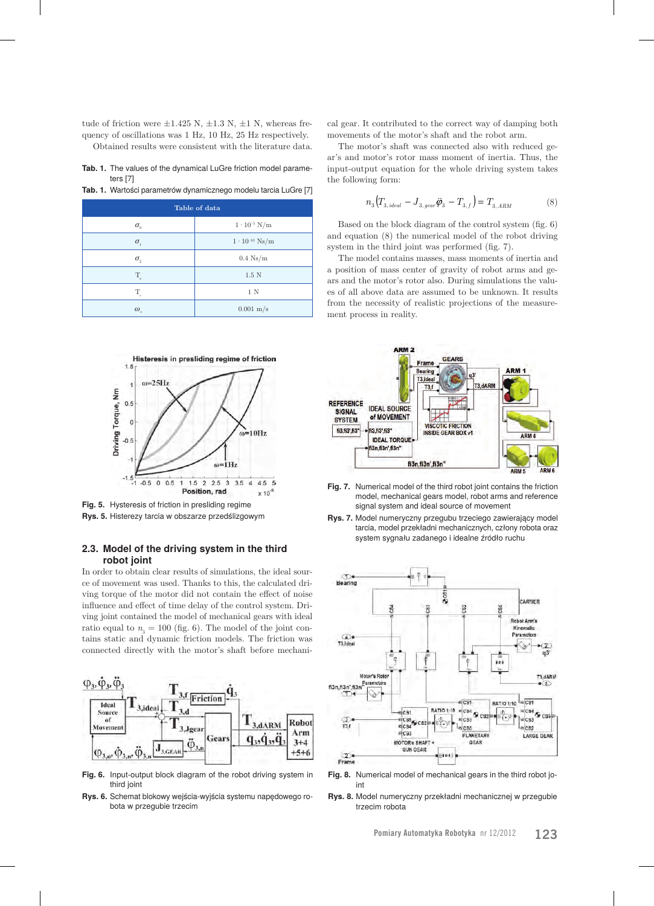tude of friction were ±1.425 N, ±1.3 N, ±1 N, whereas frequency of oscillations was 1 Hz, 10 Hz, 25 Hz respectively.

Obtained results were consistent with the literature data.

**Tab. 1.** The values of the dynamical LuGre friction model parameters [7]

**Tab. 1.** Wartości parametrów dynamicznego modelu tarcia LuGre [7]

| Table of data | |
|---|---|
| $\sigma_0$ | $1 \cdot 10^{-5}$ N/m |
| $\sigma_1$ | $1 \cdot 10^{-10}$ Ns/m |
| $\sigma_2$ | 0.4 Ns/m |
| $T_s$ | 1.5 N |
| $T_c$ | 1 N |
| $\omega_s$ | 0.001 m/s |

**Fig. 5.** Hysteresis of friction in presliding regime

**Rys. 5.** Histerezy tarcia w obszarze przedślizgowym

## 2.3. Model of the driving system in the third robot joint

In order to obtain clear results of simulations, the ideal source of movement was used. Thanks to this, the calculated driving torque of the motor did not contain the effect of noise influence and effect of time delay of the control system. Driving joint contained the model of mechanical gears with ideal ratio equal to $n_3 = 100$ (fig. 6). The model of the joint contains static and dynamic friction models. The friction was connected directly with the motor's shaft before mechanical gear. It contributed to the correct way of damping both movements of the motor's shaft and the robot arm.

The motor's shaft was connected also with reduced gear's and motor's rotor mass moment of inertia. Thus, the input-output equation for the whole driving system takes the following form:

$$n_3\left(T_{3,ideal} - J_{3,gear}\ddot{\varphi}_3 - T_{3,f}\right) = T_{3,ARM} \tag{8}$$

Based on the block diagram of the control system (fig. 6) and equation (8) the numerical model of the robot driving system in the third joint was performed (fig. 7).

The model contains masses, mass moments of inertia and a position of mass center of gravity of robot arms and gears and the motor's rotor also. During simulations the values of all above data are assumed to be unknown. It results from the necessity of realistic projections of the measurement process in reality.

**Fig. 7.** Numerical model of the third robot joint contains the friction model, mechanical gears model, robot arms and reference signal system and ideal source of movement

**Rys. 7.** Model numeryczny przegubu trzeciego zawierający model tarcia, model przekładni mechanicznych, człony robota oraz system sygnału zadanego i idealne źródło ruchu

**Fig. 6.** Input-output block diagram of the robot driving system in third joint

**Rys. 6.** Schemat blokowy wejścia-wyjścia systemu napędowego robota w przegubie trzecim

**Fig. 8.** Numerical model of mechanical gears in the third robot joint

**Rys. 8.** Model numeryczny przekładni mechanicznej w przegubie trzecim robota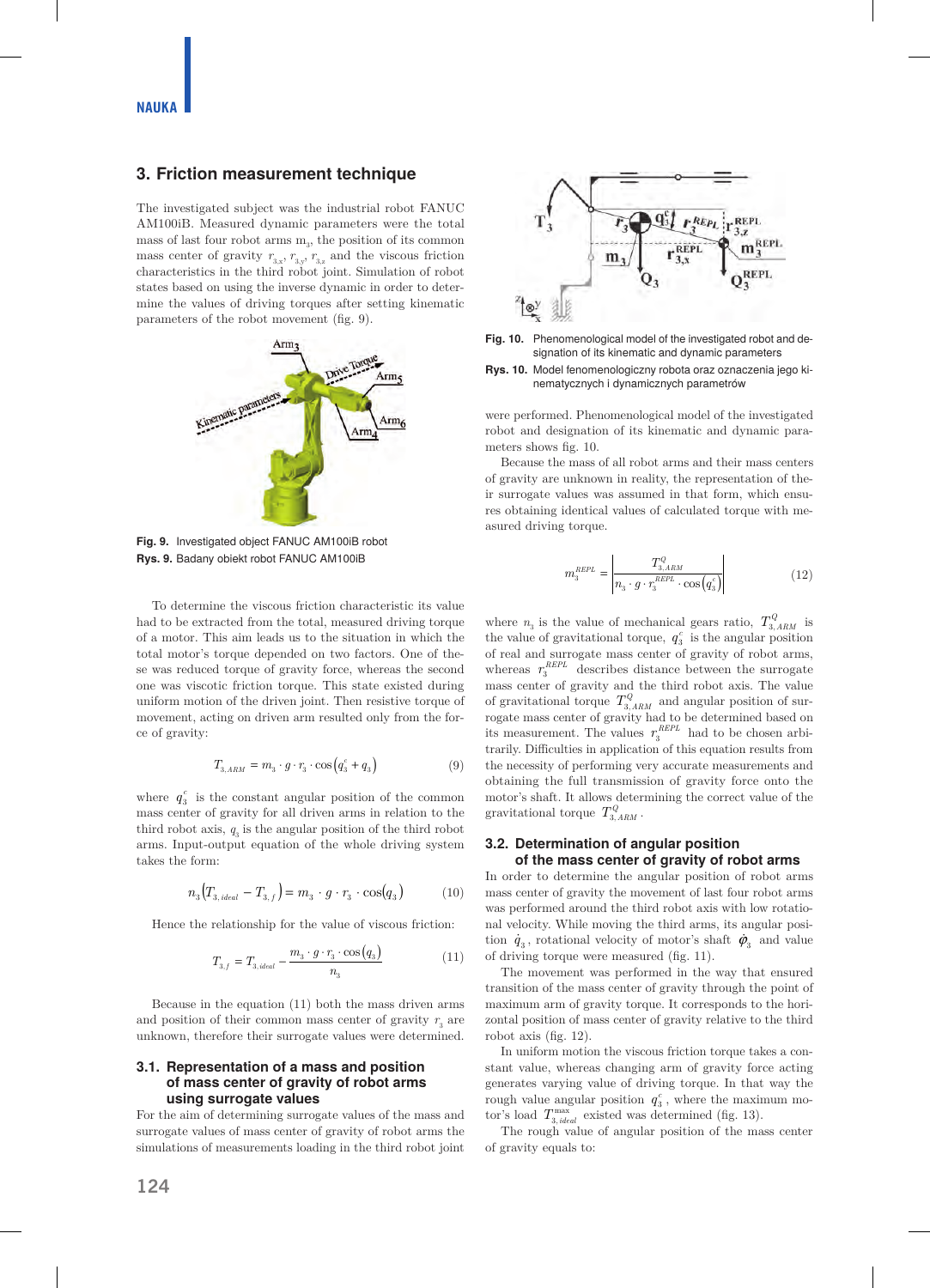## 3. Friction measurement technique

The investigated subject was the industrial robot FANUC AM100iB. Measured dynamic parameters were the total mass of last four robot arms $m_3$, the position of its common mass center of gravity $r_{3,x}$, $r_{3,y}$, $r_{3,z}$ and the viscous friction characteristics in the third robot joint. Simulation of robot states based on using the inverse dynamic in order to determine the values of driving torques after setting kinematic parameters of the robot movement (fig. 9).

**Fig. 9.** Investigated object FANUC AM100iB robot
**Rys. 9.** Badany obiekt robot FANUC AM100iB

To determine the viscous friction characteristic its value had to be extracted from the total, measured driving torque of a motor. This aim leads us to the situation in which the total motor's torque depended on two factors. One of these was reduced torque of gravity force, whereas the second one was viscotic friction torque. This state existed during uniform motion of the driven joint. Then resistive torque of movement, acting on driven arm resulted only from the force of gravity:

$$T_{3,ARM} = m_3 \cdot g \cdot r_3 \cdot \cos\left(q_3^c + q_3\right) \tag{9}$$

where $q_3^c$ is the constant angular position of the common mass center of gravity for all driven arms in relation to the third robot axis, $q_3$ is the angular position of the third robot arms. Input-output equation of the whole driving system takes the form:

$$n_3\left(T_{3,ideal} - T_{3,f}\right) = m_3 \cdot g \cdot r_3 \cdot \cos(q_3) \tag{10}$$

Hence the relationship for the value of viscous friction:

$$T_{3,f} = T_{3,ideal} - \frac{m_3 \cdot g \cdot r_3 \cdot \cos(q_3)}{n_3} \tag{11}$$

Because in the equation (11) both the mass driven arms and position of their common mass center of gravity $r_3$ are unknown, therefore their surrogate values were determined.

### 3.1. Representation of a mass and position of mass center of gravity of robot arms using surrogate values

For the aim of determining surrogate values of the mass and surrogate values of mass center of gravity of robot arms the simulations of measurements loading in the third robot joint were performed. Phenomenological model of the investigated robot and designation of its kinematic and dynamic parameters shows fig. 10.

**Fig. 10.** Phenomenological model of the investigated robot and designation of its kinematic and dynamic parameters
**Rys. 10.** Model fenomenologiczny robota oraz oznaczenia jego kinematycznych i dynamicznych parametrów

Because the mass of all robot arms and their mass centers of gravity are unknown in reality, the representation of their surrogate values was assumed in that form, which ensures obtaining identical values of calculated torque with measured driving torque.

$$m_3^{REPL} = \left| \frac{T_{3,ARM}^{Q}}{n_3 \cdot g \cdot r_3^{REPL} \cdot \cos\left(q_3^c\right)} \right| \tag{12}$$

where $n_3$ is the value of mechanical gears ratio, $T_{3,ARM}^{Q}$ is the value of gravitational torque, $q_3^c$ is the angular position of real and surrogate mass center of gravity of robot arms, whereas $r_3^{REPL}$ describes distance between the surrogate mass center of gravity and the third robot axis. The value of gravitational torque $T_{3,ARM}^{Q}$ and angular position of surrogate mass center of gravity had to be determined based on its measurement. The values $r_3^{REPL}$ had to be chosen arbitrarily. Difficulties in application of this equation results from the necessity of performing very accurate measurements and obtaining the full transmission of gravity force onto the motor's shaft. It allows determining the correct value of the gravitational torque $T_{3,ARM}^{Q}$.

### 3.2. Determination of angular position of the mass center of gravity of robot arms

In order to determine the angular position of robot arms mass center of gravity the movement of last four robot arms was performed around the third robot axis with low rotational velocity. While moving the third arms, its angular position $\dot{q}_3$, rotational velocity of motor's shaft $\dot{\varphi}_3$ and value of driving torque were measured (fig. 11).

The movement was performed in the way that ensured transition of the mass center of gravity through the point of maximum arm of gravity torque. It corresponds to the horizontal position of mass center of gravity relative to the third robot axis (fig. 12).

In uniform motion the viscous friction torque takes a constant value, whereas changing arm of gravity force acting generates varying value of driving torque. In that way the rough value angular position $q_3^c$, where the maximum motor's load $T_{3,ideal}^{\max}$ existed was determined (fig. 13).

The rough value of angular position of the mass center of gravity equals to: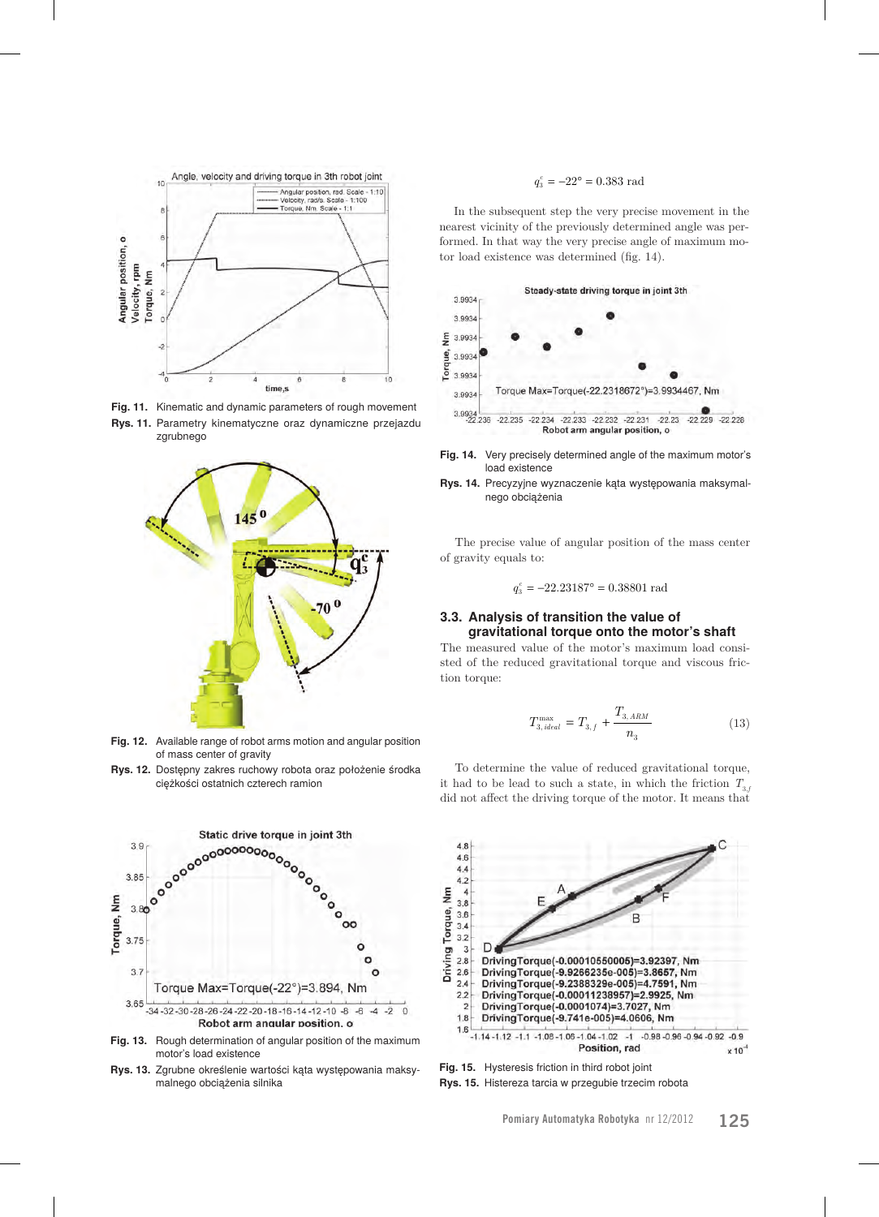Fig. 11. Kinematic and dynamic parameters of rough movement

Rys. 11. Parametry kinematyczne oraz dynamiczne przejazdu zgrubnego

Fig. 12. Available range of robot arms motion and angular position of mass center of gravity

Rys. 12. Dostępny zakres ruchowy robota oraz położenie środka ciężkości ostatnich czterech ramion

Fig. 13. Rough determination of angular position of the maximum motor's load existence

Rys. 13. Zgrubne określenie wartości kąta występowania maksymalnego obciążenia silnika

$$q_3^c = -22° = 0.383 \text{ rad}$$

In the subsequent step the very precise movement in the nearest vicinity of the previously determined angle was performed. In that way the very precise angle of maximum motor load existence was determined (fig. 14).

Fig. 14. Very precisely determined angle of the maximum motor's load existence

Rys. 14. Precyzyjne wyznaczenie kąta występowania maksymalnego obciążenia

The precise value of angular position of the mass center of gravity equals to:

$$q_3^c = -22.23187° = 0.38801 \text{ rad}$$

### 3.3. Analysis of transition the value of gravitational torque onto the motor's shaft

The measured value of the motor's maximum load consisted of the reduced gravitational torque and viscous friction torque:

$$T_{3,\,ideal}^{\max} = T_{3,\,f} + \frac{T_{3,\,ARM}}{n_3} \tag{13}$$

To determine the value of reduced gravitational torque, it had to be lead to such a state, in which the friction $T_{3,f}$ did not affect the driving torque of the motor. It means that

Fig. 15. Hysteresis friction in third robot joint

Rys. 15. Histereza tarcia w przegubie trzecim robota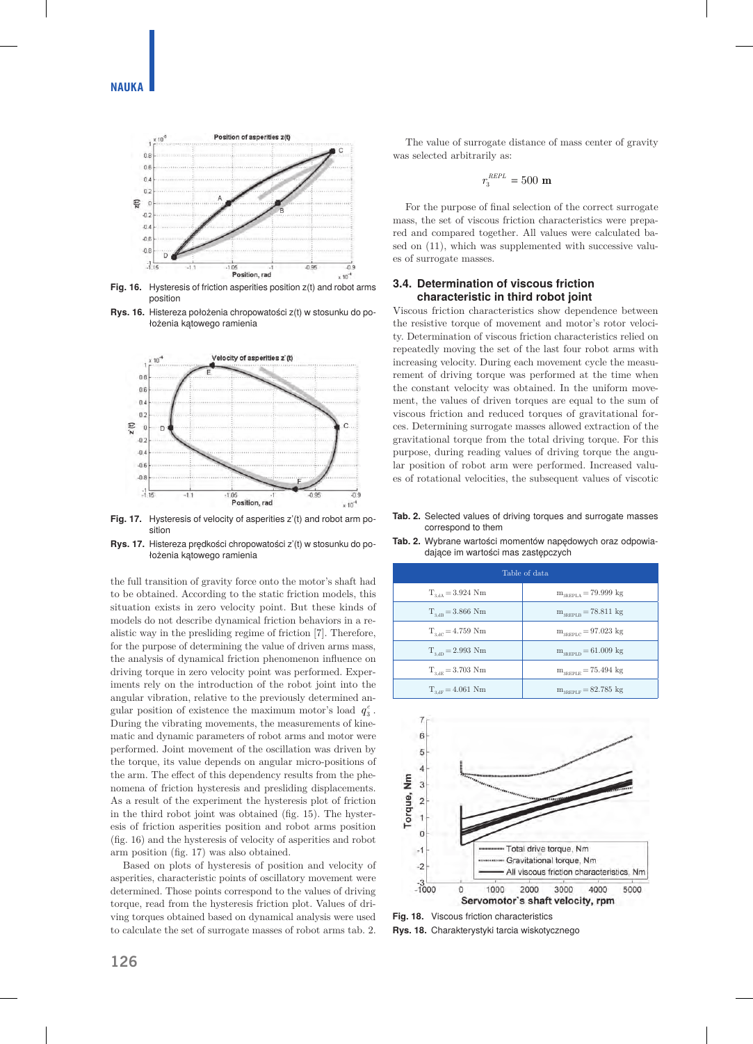Fig. 16. Hysteresis of friction asperities position z(t) and robot arms position

Rys. 16. Histereza położenia chropowatości z(t) w stosunku do położenia kątowego ramienia

Fig. 17. Hysteresis of velocity of asperities z'(t) and robot arm position

Rys. 17. Histereza prędkości chropowatości z'(t) w stosunku do położenia kątowego ramienia

the full transition of gravity force onto the motor's shaft had to be obtained. According to the static friction models, this situation exists in zero velocity point. But these kinds of models do not describe dynamical friction behaviors in a realistic way in the presliding regime of friction [7]. Therefore, for the purpose of determining the value of driven arms mass, the analysis of dynamical friction phenomenon influence on driving torque in zero velocity point was performed. Experiments rely on the introduction of the robot joint into the angular vibration, relative to the previously determined angular position of existence the maximum motor's load $q_3^c$. During the vibrating movements, the measurements of kinematic and dynamic parameters of robot arms and motor were performed. Joint movement of the oscillation was driven by the torque, its value depends on angular micro-positions of the arm. The effect of this dependency results from the phenomena of friction hysteresis and presliding displacements. As a result of the experiment the hysteresis plot of friction in the third robot joint was obtained (fig. 15). The hysteresis of friction asperities position and robot arms position (fig. 16) and the hysteresis of velocity of asperities and robot arm position (fig. 17) was also obtained.

Based on plots of hysteresis of position and velocity of asperities, characteristic points of oscillatory movement were determined. Those points correspond to the values of driving torque, read from the hysteresis friction plot. Values of driving torques obtained based on dynamical analysis were used to calculate the set of surrogate masses of robot arms tab. 2.

The value of surrogate distance of mass center of gravity was selected arbitrarily as:

$$r_3^{REPL} = 500 \text{ m}$$

For the purpose of final selection of the correct surrogate mass, the set of viscous friction characteristics were prepared and compared together. All values were calculated based on (11), which was supplemented with successive values of surrogate masses.

## 3.4. Determination of viscous friction characteristic in third robot joint

Viscous friction characteristics show dependence between the resistive torque of movement and motor's rotor velocity. Determination of viscous friction characteristics relied on repeatedly moving the set of the last four robot arms with increasing velocity. During each movement cycle the measurement of driving torque was performed at the time when the constant velocity was obtained. In the uniform movement, the values of driven torques are equal to the sum of viscous friction and reduced torques of gravitational forces. Determining surrogate masses allowed extraction of the gravitational torque from the total driving torque. For this purpose, during reading values of driving torque the angular position of robot arm were performed. Increased values of rotational velocities, the subsequent values of viscotic

Tab. 2. Selected values of driving torques and surrogate masses correspond to them

Tab. 2. Wybrane wartości momentów napędowych oraz odpowiadające im wartości mas zastępczych

| Table of data | |
|---|---|
| $T_{3,dA} = 3.924$ Nm | $m_{3REPLA} = 79.999$ kg |
| $T_{3,dB} = 3.866$ Nm | $m_{3REPLB} = 78.811$ kg |
| $T_{3,dC} = 4.759$ Nm | $m_{3REPLC} = 97.023$ kg |
| $T_{3,dD} = 2.993$ Nm | $m_{3REPLD} = 61.009$ kg |
| $T_{3,dE} = 3.703$ Nm | $m_{3REPLE} = 75.494$ kg |
| $T_{3,dF} = 4.061$ Nm | $m_{3REPLF} = 82.785$ kg |

Fig. 18. Viscous friction characteristics

Rys. 18. Charakterystyki tarcia wiskotycznego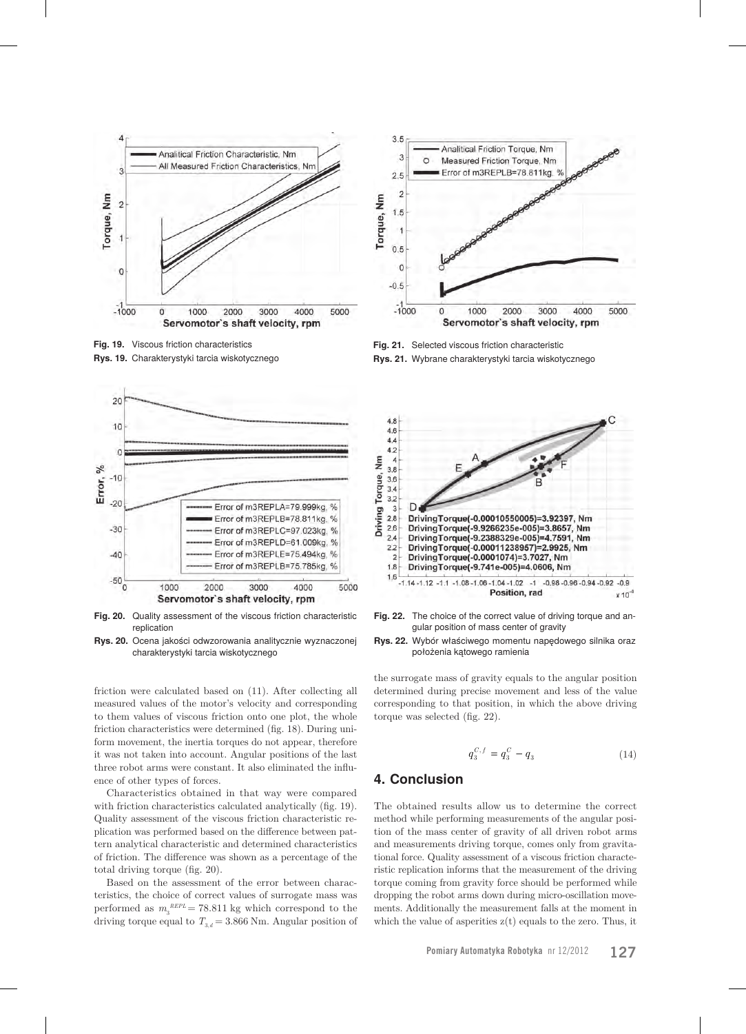Fig. 19. Viscous friction characteristics

Rys. 19. Charakterystyki tarcia wiskotycznego

Fig. 21. Selected viscous friction characteristic

Rys. 21. Wybrane charakterystyki tarcia wiskotycznego

Fig. 20. Quality assessment of the viscous friction characteristic replication

Rys. 20. Ocena jakości odwzorowania analitycznie wyznaczonej charakterystyki tarcia wiskotycznego

Fig. 22. The choice of the correct value of driving torque and angular position of mass center of gravity

Rys. 22. Wybór właściwego momentu napędowego silnika oraz położenia kątowego ramienia

friction were calculated based on (11). After collecting all measured values of the motor's velocity and corresponding to them values of viscous friction onto one plot, the whole friction characteristics were determined (fig. 18). During uniform movement, the inertia torques do not appear, therefore it was not taken into account. Angular positions of the last three robot arms were constant. It also eliminated the influence of other types of forces.

Characteristics obtained in that way were compared with friction characteristics calculated analytically (fig. 19). Quality assessment of the viscous friction characteristic replication was performed based on the difference between pattern analytical characteristic and determined characteristics of friction. The difference was shown as a percentage of the total driving torque (fig. 20).

Based on the assessment of the error between characteristics, the choice of correct values of surrogate mass was performed as $m_3^{REPL} = 78.811$ kg which correspond to the driving torque equal to $T_{3,d} = 3.866$ Nm. Angular position of the surrogate mass of gravity equals to the angular position determined during precise movement and less of the value corresponding to that position, in which the above driving torque was selected (fig. 22).

$$q_3^{C,f} = q_3^C - q_3 \tag{14}$$

## 4. Conclusion

The obtained results allow us to determine the correct method while performing measurements of the angular position of the mass center of gravity of all driven robot arms and measurements driving torque, comes only from gravitational force. Quality assessment of a viscous friction characteristic replication informs that the measurement of the driving torque coming from gravity force should be performed while dropping the robot arms down during micro-oscillation movements. Additionally the measurement falls at the moment in which the value of asperities z(t) equals to the zero. Thus, it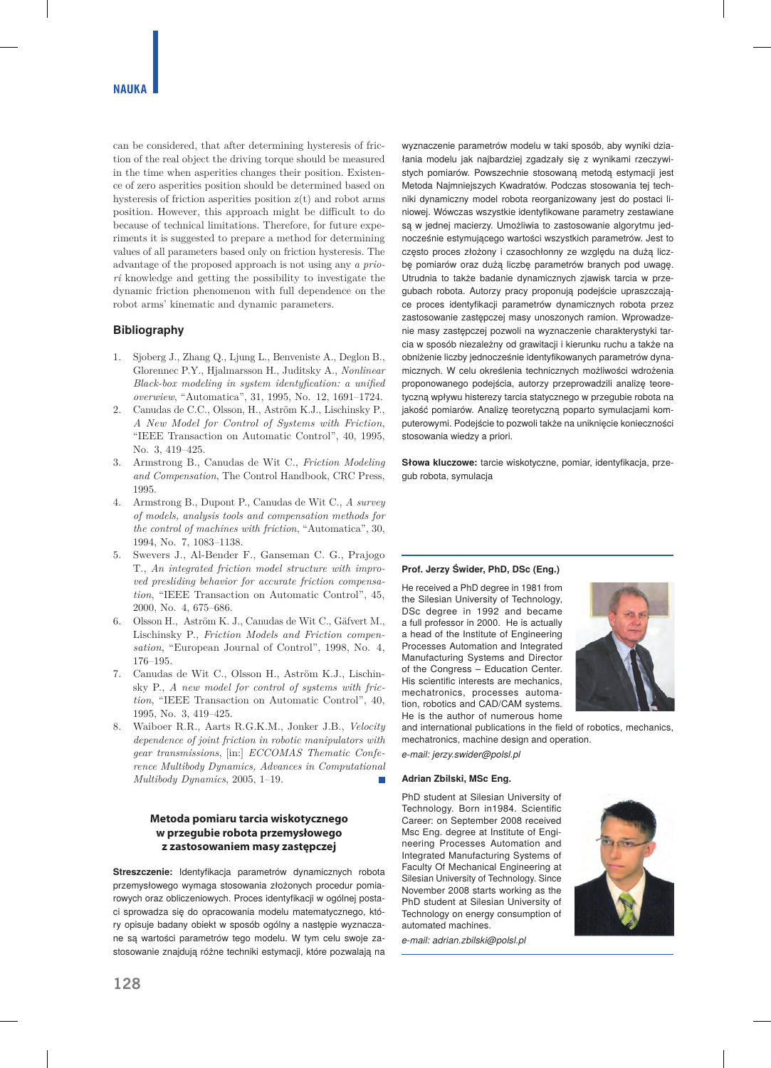can be considered, that after determining hysteresis of friction of the real object the driving torque should be measured in the time when asperities changes their position. Existence of zero asperities position should be determined based on hysteresis of friction asperities position z(t) and robot arms position. However, this approach might be difficult to do because of technical limitations. Therefore, for future experiments it is suggested to prepare a method for determining values of all parameters based only on friction hysteresis. The advantage of the proposed approach is not using any *a priori* knowledge and getting the possibility to investigate the dynamic friction phenomenon with full dependence on the robot arms' kinematic and dynamic parameters.

## Bibliography

1. Sjoberg J., Zhang Q., Ljung L., Benveniste A., Deglon B., Glorennec P.Y., Hjalmarsson H., Juditsky A., *Nonlinear Black-box modeling in system identyfication: a unified overwiew*, "Automatica", 31, 1995, No. 12, 1691–1724.
2. Canudas de C.C., Olsson, H., Aström K.J., Lischinsky P., *A New Model for Control of Systems with Friction*, "IEEE Transaction on Automatic Control", 40, 1995, No. 3, 419–425.
3. Armstrong B., Canudas de Wit C., *Friction Modeling and Compensation*, The Control Handbook, CRC Press, 1995.
4. Armstrong B., Dupont P., Canudas de Wit C., *A survey of models, analysis tools and compensation methods for the control of machines with friction*, "Automatica", 30, 1994, No. 7, 1083–1138.
5. Swevers J., Al-Bender F., Ganseman C. G., Prajogo T., *An integrated friction model structure with improved presliding behavior for accurate friction compensation*, "IEEE Transaction on Automatic Control", 45, 2000, No. 4, 675–686.
6. Olsson H., Aström K. J., Canudas de Wit C., Gäfvert M., Lischinsky P., *Friction Models and Friction compensation*, "European Journal of Control", 1998, No. 4, 176–195.
7. Canudas de Wit C., Olsson H., Aström K.J., Lischinsky P., *A new model for control of systems with friction*, "IEEE Transaction on Automatic Control", 40, 1995, No. 3, 419–425.
8. Waiboer R.R., Aarts R.G.K.M., Jonker J.B., *Velocity dependence of joint friction in robotic manipulators with gear transmissions*, [in:] *ECCOMAS Thematic Conference Multibody Dynamics, Advances in Computational Multibody Dynamics*, 2005, 1–19.

## Metoda pomiaru tarcia wiskotycznego w przegubie robota przemysłowego z zastosowaniem masy zastępczej

**Streszczenie:** Identyfikacja parametrów dynamicznych robota przemysłowego wymaga stosowania złożonych procedur pomiarowych oraz obliczeniowych. Proces identyfikacji w ogólnej postaci sprowadza się do opracowania modelu matematycznego, który opisuje badany obiekt w sposób ogólny a następie wyznaczane są wartości parametrów tego modelu. W tym celu swoje zastosowanie znajdują różne techniki estymacji, które pozwalają na wyznaczenie parametrów modelu w taki sposób, aby wyniki działania modelu jak najbardziej zgadzały się z wynikami rzeczywistych pomiarów. Powszechnie stosowaną metodą estymacji jest Metoda Najmniejszych Kwadratów. Podczas stosowania tej techniki dynamiczny model robota reorganizowany jest do postaci liniowej. Wówczas wszystkie identyfikowane parametry zestawiane są w jednej macierzy. Umożliwia to zastosowanie algorytmu jednocześnie estymującego wartości wszystkich parametrów. Jest to często proces złożony i czasochłonny ze względu na dużą liczbę pomiarów oraz dużą liczbę parametrów branych pod uwagę. Utrudnia to także badanie dynamicznych zjawisk tarcia w przegubach robota. Autorzy pracy proponują podejście upraszczające proces identyfikacji parametrów dynamicznych robota przez zastosowanie zastępczej masy unoszonych ramion. Wprowadzenie masy zastępczej pozwoli na wyznaczenie charakterystyki tarcia w sposób niezależny od grawitacji i kierunku ruchu a także na obniżenie liczby jednocześnie identyfikowanych parametrów dynamicznych. W celu określenia technicznych możliwości wdrożenia proponowanego podejścia, autorzy przeprowadzili analizę teoretyczną wpływu histerezy tarcia statycznego w przegubie robota na jakość pomiarów. Analizę teoretyczną poparto symulacjami komputerowymi. Podejście to pozwoli także na uniknięcie konieczności stosowania wiedzy a priori.

**Słowa kluczowe:** tarcie wiskotyczne, pomiar, identyfikacja, przegub robota, symulacja

**Prof. Jerzy Świder, PhD, DSc (Eng.)**

He received a PhD degree in 1981 from the Silesian University of Technology, DSc degree in 1992 and became a full professor in 2000. He is actually a head of the Institute of Engineering Processes Automation and Integrated Manufacturing Systems and Director of the Congress – Education Center. His scientific interests are mechanics, mechatronics, processes automation, robotics and CAD/CAM systems. He is the author of numerous home and international publications in the field of robotics, mechanics, mechatronics, machine design and operation.

*e-mail: jerzy.swider@polsl.pl*

**Adrian Zbilski, MSc Eng.**

PhD student at Silesian University of Technology. Born in1984. Scientific Career: on September 2008 received Msc Eng. degree at Institute of Engineering Processes Automation and Integrated Manufacturing Systems of Faculty Of Mechanical Engineering at Silesian University of Technology. Since November 2008 starts working as the PhD student at Silesian University of Technology on energy consumption of automated machines.

*e-mail: adrian.zbilski@polsl.pl*